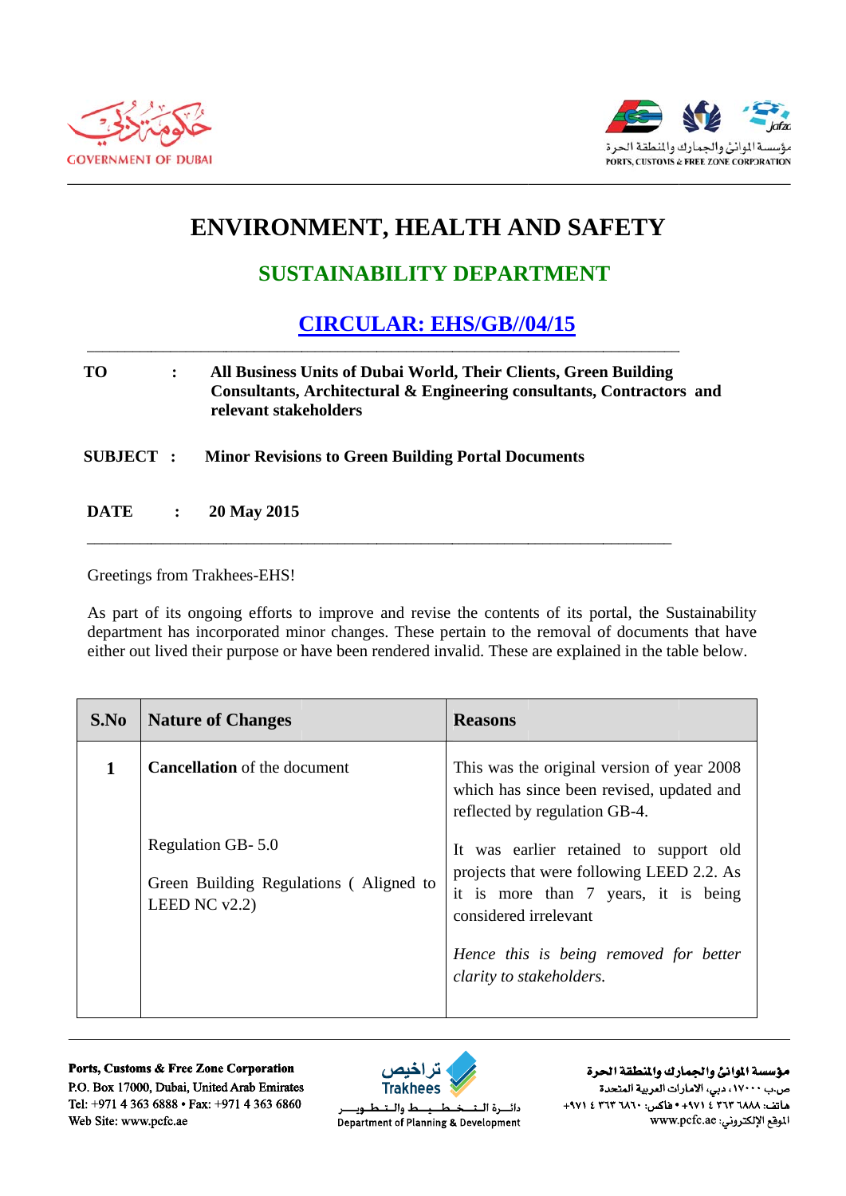# ENVIRONMENT, HEALTH AND SAFETY

## SUSTAINABILITY DEPARTMENT

## CIRCULAR: EHS/GB//04/15

**TO** : **All Business Units of Dubai World, Their Clients, Green Building Consultants, Architectural & Engineering consultants, Contractors and relevant stakeholders**

**SUBJECT** : **Minor Revisions to Green Building Portal Documents**

**DATE** : **20 May 2015**

Greetings from Trakhees-EHS!

As part of its ongoing efforts to improve and revise the contents of its portal, the Sustainability department has incorporated minor changes. These pertain to the removal of documents that have either out lived their purpose or have been rendered invalid. These are explained in the table below.

| S.No | Nature of Changes | Reasons |
|---|---|---|
| 1 | **Cancellation** of the document<br><br>Regulation GB- 5.0<br><br>Green Building Regulations ( Aligned to LEED NC v2.2) | This was the original version of year 2008 which has since been revised, updated and reflected by regulation GB-4.<br><br>It was earlier retained to support old projects that were following LEED 2.2. As it is more than 7 years, it is being considered irrelevant<br><br>*Hence this is being removed for better clarity to stakeholders.* |

**Ports, Customs & Free Zone Corporation**
P.O. Box 17000, Dubai, United Arab Emirates
Tel: +971 4 363 6888 • Fax: +971 4 363 6860
Web Site: www.pcfc.ae

**مؤسسة الموانئ والجمارك والمنطقة الحرة**
ص.ب ١٧٠٠٠، دبي، الامارات العربية المتحدة
هاتف: ٦٨٨٨ ٣٦٣ ٤ ٩٧١+ • فاكس: ٦٨٦٠ ٣٦٣ ٤ ٩٧١+
الموقع الإلكتروني: www.pcfc.ae

تراخيص Trakhees
دائـرة الـتـخـطـيـط والـتـطـويـر
Department of Planning & Development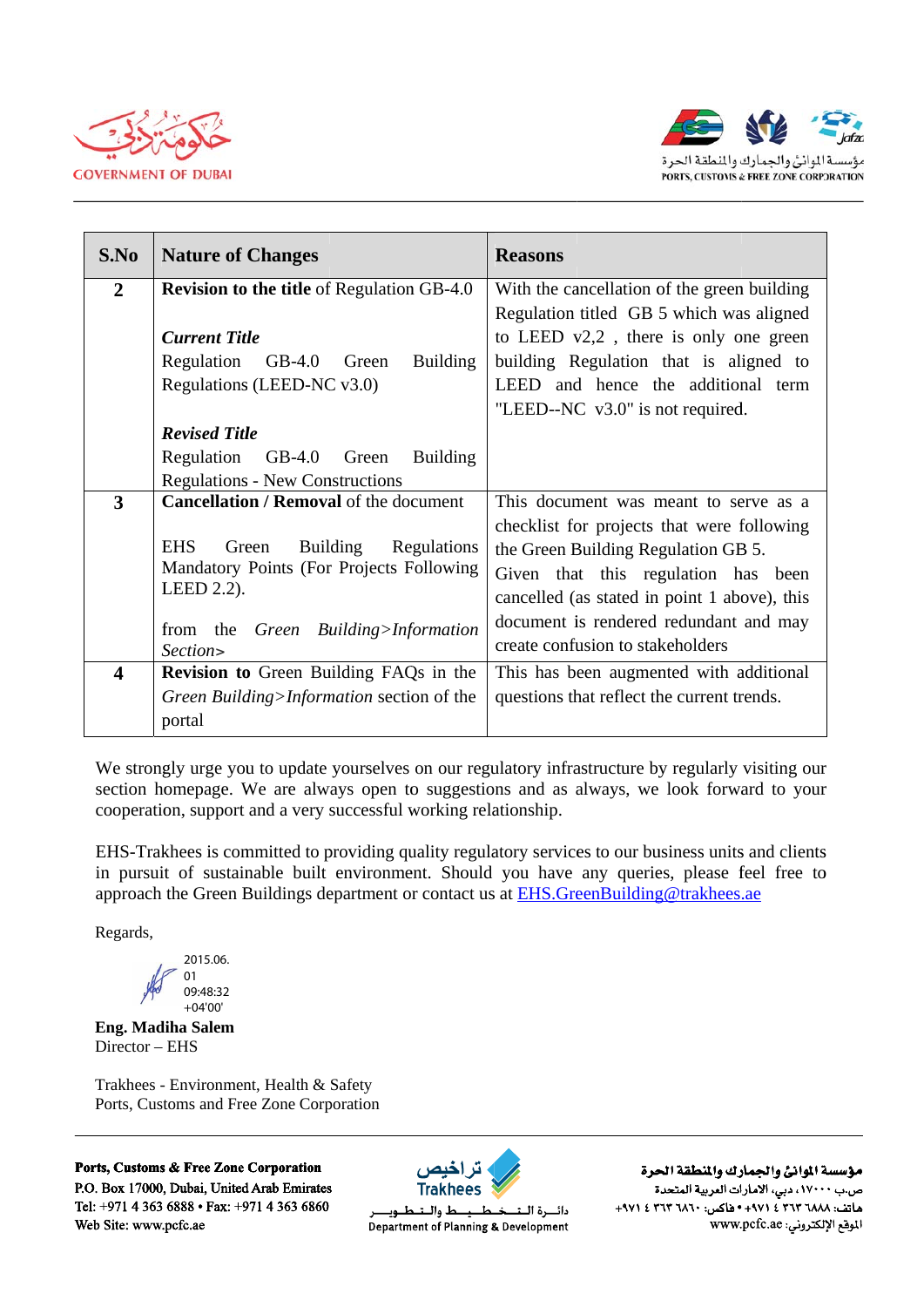| S.No | Nature of Changes | Reasons |
|---|---|---|
| **2** | **Revision to the title** of Regulation GB-4.0<br><br>***Current Title***<br>Regulation GB-4.0 Green Building Regulations (LEED-NC v3.0)<br><br>***Revised Title***<br>Regulation GB-4.0 Green Building Regulations - New Constructions | With the cancellation of the green building Regulation titled GB 5 which was aligned to LEED v2,2 , there is only one green building Regulation that is aligned to LEED and hence the additional term "LEED--NC v3.0" is not required. |
| **3** | **Cancellation / Removal** of the document<br><br>EHS Green Building Regulations Mandatory Points (For Projects Following LEED 2.2).<br><br>from the *Green Building>Information Section>* | This document was meant to serve as a checklist for projects that were following the Green Building Regulation GB 5. Given that this regulation has been cancelled (as stated in point 1 above), this document is rendered redundant and may create confusion to stakeholders |
| **4** | **Revision to** Green Building FAQs in the *Green Building>Information* section of the portal | This has been augmented with additional questions that reflect the current trends. |

We strongly urge you to update yourselves on our regulatory infrastructure by regularly visiting our section homepage. We are always open to suggestions and as always, we look forward to your cooperation, support and a very successful working relationship.

EHS-Trakhees is committed to providing quality regulatory services to our business units and clients in pursuit of sustainable built environment. Should you have any queries, please feel free to approach the Green Buildings department or contact us at EHS.GreenBuilding@trakhees.ae

Regards,

2015.06.01 09:48:32 +04'00'

**Eng. Madiha Salem**
Director – EHS

Trakhees - Environment, Health & Safety
Ports, Customs and Free Zone Corporation

**Ports, Customs & Free Zone Corporation**
P.O. Box 17000, Dubai, United Arab Emirates
Tel: +971 4 363 6888 • Fax: +971 4 363 6860
Web Site: www.pcfc.ae

تراخيص
Trakhees
دائـرة الـتـخـطـيـط والـتـطـويـر
Department of Planning & Development

**مؤسسة الموانئ والجمارك والمنطقة الحرة**
ص.ب ١٧٠٠٠، دبي، الامارات العربية المتحدة
هاتف: ٦٨٨٨ ٣٦٣ ٤ ٩٧١+ • فاكس: ٦٨٦٠ ٣٦٣ ٤ ٩٧١+
الموقع الإلكتروني: www.pcfc.ae